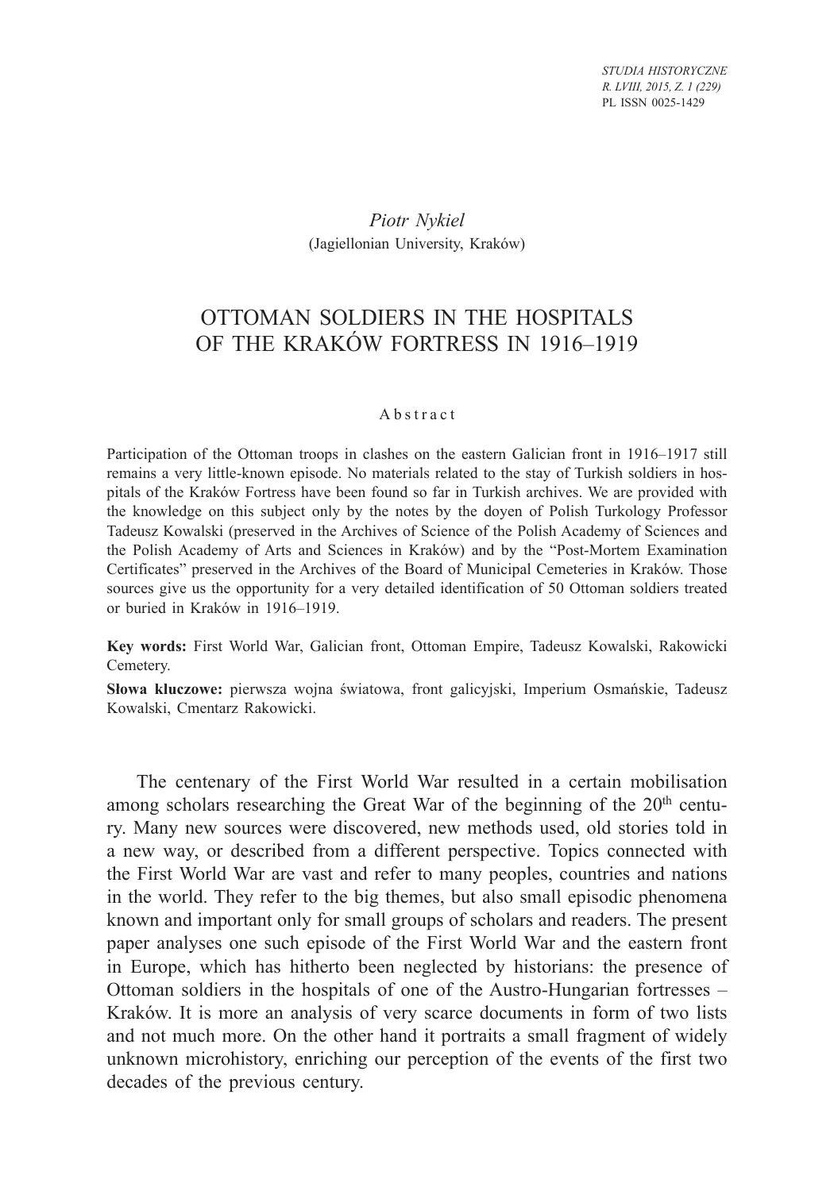*Piotr Nykiel*
(Jagiellonian University, Kraków)

# OTTOMAN SOLDIERS IN THE HOSPITALS OF THE KRAKÓW FORTRESS IN 1916–1919

## Abstract

Participation of the Ottoman troops in clashes on the eastern Galician front in 1916–1917 still remains a very little-known episode. No materials related to the stay of Turkish soldiers in hospitals of the Kraków Fortress have been found so far in Turkish archives. We are provided with the knowledge on this subject only by the notes by the doyen of Polish Turkology Professor Tadeusz Kowalski (preserved in the Archives of Science of the Polish Academy of Sciences and the Polish Academy of Arts and Sciences in Kraków) and by the "Post-Mortem Examination Certificates" preserved in the Archives of the Board of Municipal Cemeteries in Kraków. Those sources give us the opportunity for a very detailed identification of 50 Ottoman soldiers treated or buried in Kraków in 1916–1919.

**Key words:** First World War, Galician front, Ottoman Empire, Tadeusz Kowalski, Rakowicki Cemetery.

**Słowa kluczowe:** pierwsza wojna światowa, front galicyjski, Imperium Osmańskie, Tadeusz Kowalski, Cmentarz Rakowicki.

The centenary of the First World War resulted in a certain mobilisation among scholars researching the Great War of the beginning of the 20th century. Many new sources were discovered, new methods used, old stories told in a new way, or described from a different perspective. Topics connected with the First World War are vast and refer to many peoples, countries and nations in the world. They refer to the big themes, but also small episodic phenomena known and important only for small groups of scholars and readers. The present paper analyses one such episode of the First World War and the eastern front in Europe, which has hitherto been neglected by historians: the presence of Ottoman soldiers in the hospitals of one of the Austro-Hungarian fortresses – Kraków. It is more an analysis of very scarce documents in form of two lists and not much more. On the other hand it portraits a small fragment of widely unknown microhistory, enriching our perception of the events of the first two decades of the previous century.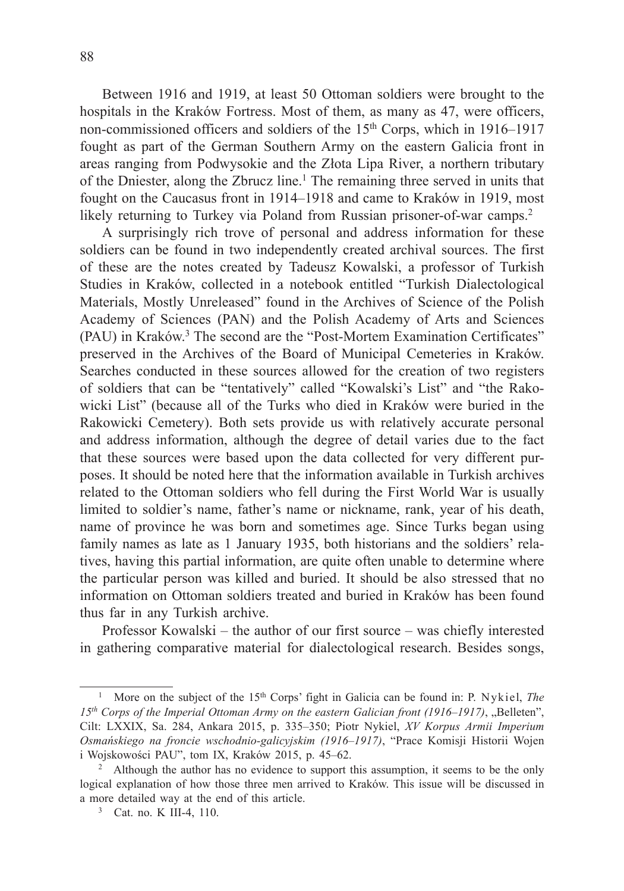Between 1916 and 1919, at least 50 Ottoman soldiers were brought to the hospitals in the Kraków Fortress. Most of them, as many as 47, were officers, non-commissioned officers and soldiers of the 15th Corps, which in 1916–1917 fought as part of the German Southern Army on the eastern Galicia front in areas ranging from Podwysokie and the Złota Lipa River, a northern tributary of the Dniester, along the Zbrucz line.[1] The remaining three served in units that fought on the Caucasus front in 1914–1918 and came to Kraków in 1919, most likely returning to Turkey via Poland from Russian prisoner-of-war camps.[2]

A surprisingly rich trove of personal and address information for these soldiers can be found in two independently created archival sources. The first of these are the notes created by Tadeusz Kowalski, a professor of Turkish Studies in Kraków, collected in a notebook entitled "Turkish Dialectological Materials, Mostly Unreleased" found in the Archives of Science of the Polish Academy of Sciences (PAN) and the Polish Academy of Arts and Sciences (PAU) in Kraków.[3] The second are the "Post-Mortem Examination Certificates" preserved in the Archives of the Board of Municipal Cemeteries in Kraków. Searches conducted in these sources allowed for the creation of two registers of soldiers that can be "tentatively" called "Kowalski's List" and "the Rakowicki List" (because all of the Turks who died in Kraków were buried in the Rakowicki Cemetery). Both sets provide us with relatively accurate personal and address information, although the degree of detail varies due to the fact that these sources were based upon the data collected for very different purposes. It should be noted here that the information available in Turkish archives related to the Ottoman soldiers who fell during the First World War is usually limited to soldier's name, father's name or nickname, rank, year of his death, name of province he was born and sometimes age. Since Turks began using family names as late as 1 January 1935, both historians and the soldiers' relatives, having this partial information, are quite often unable to determine where the particular person was killed and buried. It should be also stressed that no information on Ottoman soldiers treated and buried in Kraków has been found thus far in any Turkish archive.

Professor Kowalski – the author of our first source – was chiefly interested in gathering comparative material for dialectological research. Besides songs,

---

[1] More on the subject of the 15th Corps' fight in Galicia can be found in: P. Nykiel, *The 15th Corps of the Imperial Ottoman Army on the eastern Galician front (1916–1917)*, „Belleten", Cilt: LXXIX, Sa. 284, Ankara 2015, p. 335–350; Piotr Nykiel, *XV Korpus Armii Imperium Osmańskiego na froncie wschodnio-galicyjskim (1916–1917)*, "Prace Komisji Historii Wojen i Wojskowości PAU", tom IX, Kraków 2015, p. 45–62.

[2] Although the author has no evidence to support this assumption, it seems to be the only logical explanation of how those three men arrived to Kraków. This issue will be discussed in a more detailed way at the end of this article.

[3] Cat. no. K III-4, 110.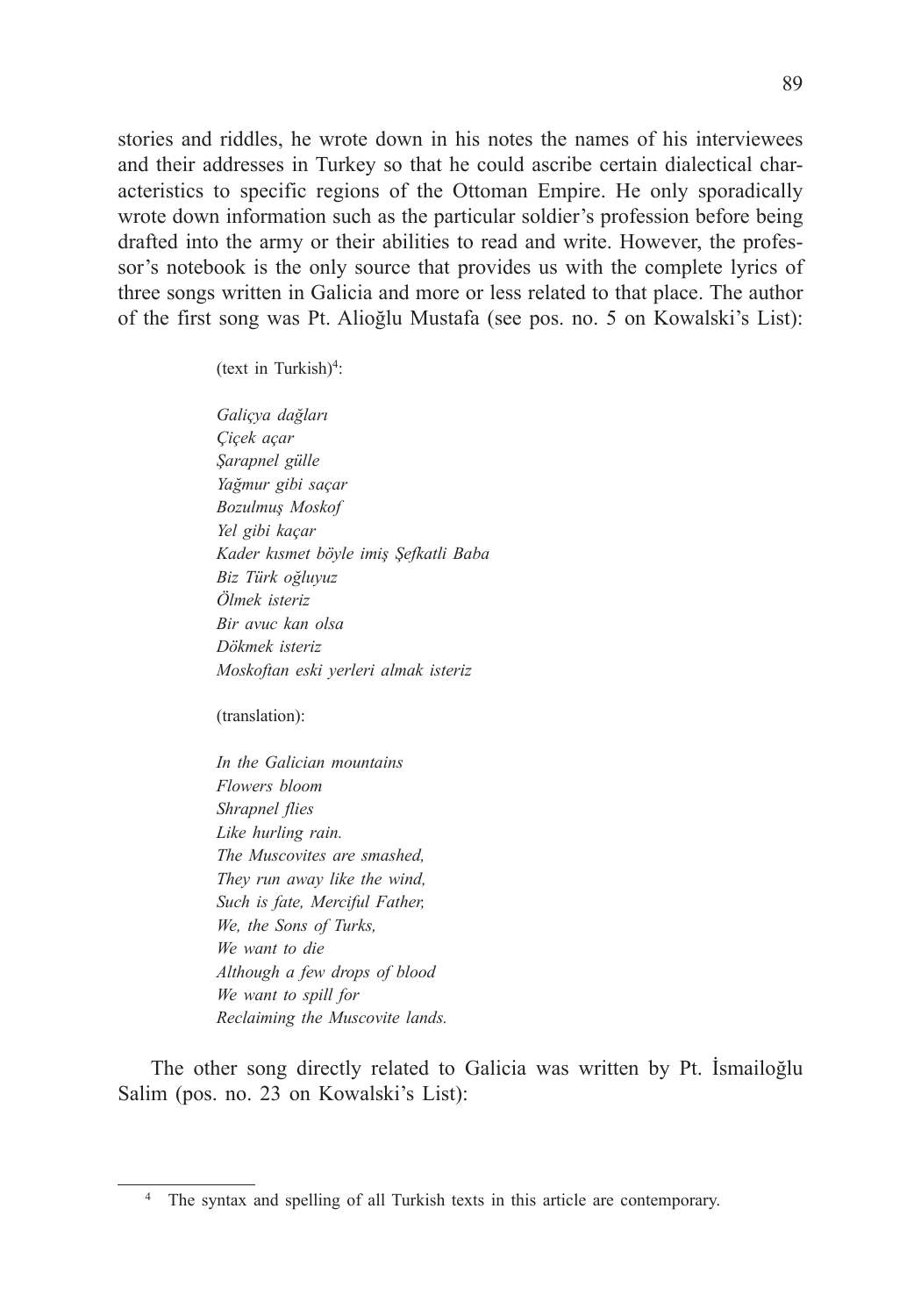stories and riddles, he wrote down in his notes the names of his interviewees and their addresses in Turkey so that he could ascribe certain dialectical characteristics to specific regions of the Ottoman Empire. He only sporadically wrote down information such as the particular soldier's profession before being drafted into the army or their abilities to read and write. However, the professor's notebook is the only source that provides us with the complete lyrics of three songs written in Galicia and more or less related to that place. The author of the first song was Pt. Alioğlu Mustafa (see pos. no. 5 on Kowalski's List):

(text in Turkish)[4]:

*Galiçya dağları*
*Çiçek açar*
*Şarapnel gülle*
*Yağmur gibi saçar*
*Bozulmuş Moskof*
*Yel gibi kaçar*
*Kader kısmet böyle imiş Şefkatli Baba*
*Biz Türk oğluyuz*
*Ölmek isteriz*
*Bir avuc kan olsa*
*Dökmek isteriz*
*Moskoftan eski yerleri almak isteriz*

(translation):

*In the Galician mountains*
*Flowers bloom*
*Shrapnel flies*
*Like hurling rain.*
*The Muscovites are smashed,*
*They run away like the wind,*
*Such is fate, Merciful Father,*
*We, the Sons of Turks,*
*We want to die*
*Although a few drops of blood*
*We want to spill for*
*Reclaiming the Muscovite lands.*

The other song directly related to Galicia was written by Pt. İsmailoğlu Salim (pos. no. 23 on Kowalski's List):

---

[4] The syntax and spelling of all Turkish texts in this article are contemporary.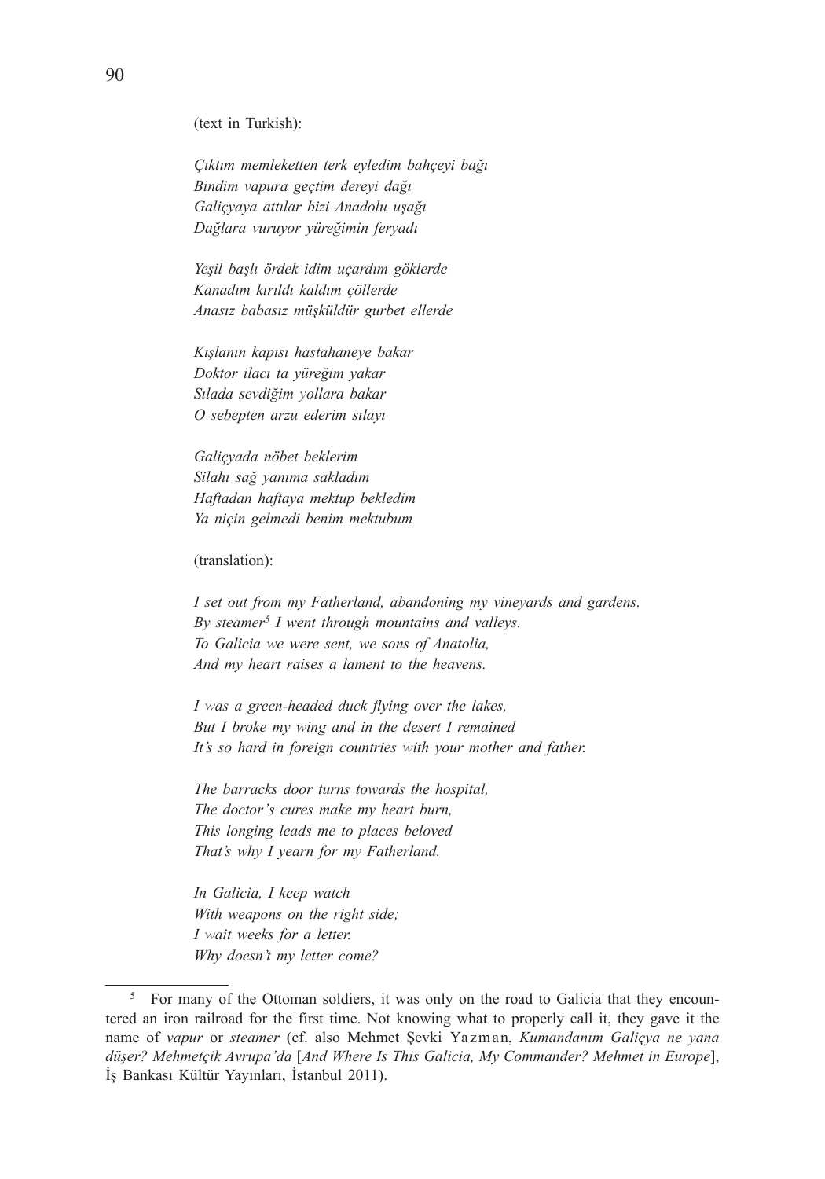(text in Turkish):

*Çıktım memleketten terk eyledim bahçeyi bağı*
*Bindim vapura geçtim dereyi dağı*
*Galiçyaya attılar bizi Anadolu uşağı*
*Dağlara vuruyor yüreğimin feryadı*

*Yeşil başlı ördek idim uçardım göklerde*
*Kanadım kırıldı kaldım çöllerde*
*Anasız babasız müşküldür gurbet ellerde*

*Kışlanın kapısı hastahaneye bakar*
*Doktor ilacı ta yüreğim yakar*
*Sılada sevdiğim yollara bakar*
*O sebepten arzu ederim sılayı*

*Galiçyada nöbet beklerim*
*Silahı sağ yanıma sakladım*
*Haftadan haftaya mektup bekledim*
*Ya niçin gelmedi benim mektubum*

(translation):

*I set out from my Fatherland, abandoning my vineyards and gardens.*
*By steamer*[5] *I went through mountains and valleys.*
*To Galicia we were sent, we sons of Anatolia,*
*And my heart raises a lament to the heavens.*

*I was a green-headed duck flying over the lakes,*
*But I broke my wing and in the desert I remained*
*It's so hard in foreign countries with your mother and father.*

*The barracks door turns towards the hospital,*
*The doctor's cures make my heart burn,*
*This longing leads me to places beloved*
*That's why I yearn for my Fatherland.*

*In Galicia, I keep watch*
*With weapons on the right side;*
*I wait weeks for a letter.*
*Why doesn't my letter come?*

---

[5] For many of the Ottoman soldiers, it was only on the road to Galicia that they encountered an iron railroad for the first time. Not knowing what to properly call it, they gave it the name of *vapur* or *steamer* (cf. also Mehmet Şevki Yazman, *Kumandanım Galiçya ne yana düşer? Mehmetçik Avrupa'da* [*And Where Is This Galicia, My Commander? Mehmet in Europe*], İş Bankası Kültür Yayınları, İstanbul 2011).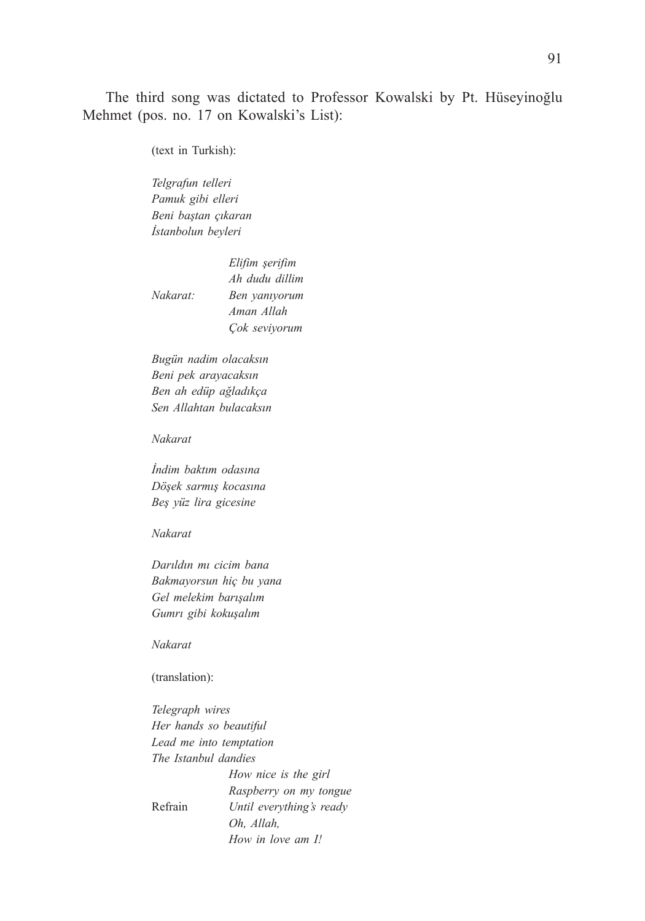The third song was dictated to Professor Kowalski by Pt. Hüseyinoğlu Mehmet (pos. no. 17 on Kowalski's List):

(text in Turkish):

*Telgrafun telleri*
*Pamuk gibi elleri*
*Beni baştan çıkaran*
*İstanbolun beyleri*

| | |
|---|---|
| | *Elifim şerifim* |
| | *Ah dudu dillim* |
| *Nakarat:* | *Ben yanıyorum* |
| | *Aman Allah* |
| | *Çok seviyorum* |

*Bugün nadim olacaksın*
*Beni pek arayacaksın*
*Ben ah edüp ağladıkça*
*Sen Allahtan bulacaksın*

*Nakarat*

*İndim baktım odasına*
*Döşek sarmış kocasına*
*Beş yüz lira gicesine*

*Nakarat*

*Darıldın mı cicim bana*
*Bakmayorsun hiç bu yana*
*Gel melekim barışalım*
*Gumrı gibi kokuşalım*

*Nakarat*

(translation):

*Telegraph wires*
*Her hands so beautiful*
*Lead me into temptation*
*The Istanbul dandies*

| | |
|---|---|
| | *How nice is the girl* |
| | *Raspberry on my tongue* |
| Refrain | *Until everything's ready* |
| | *Oh, Allah,* |
| | *How in love am I!* |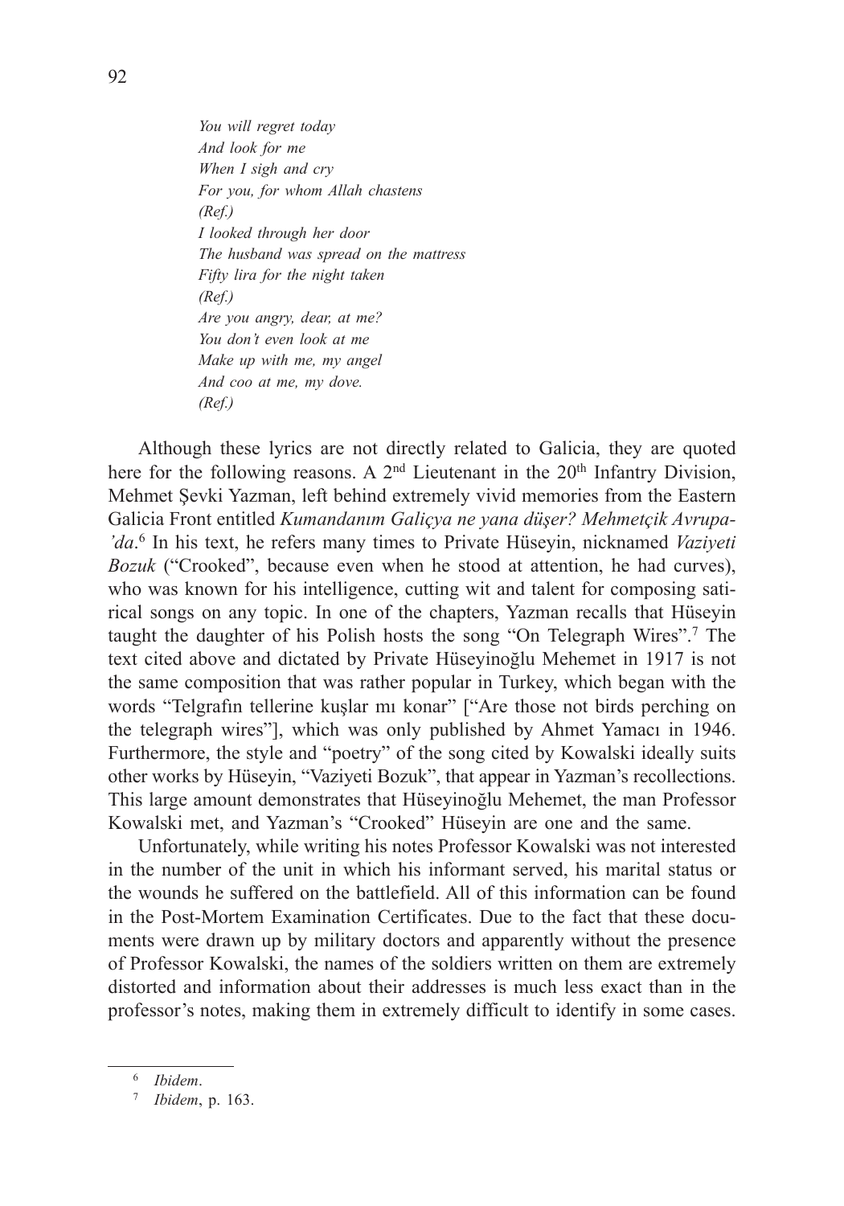*You will regret today*
*And look for me*
*When I sigh and cry*
*For you, for whom Allah chastens*
*(Ref.)*
*I looked through her door*
*The husband was spread on the mattress*
*Fifty lira for the night taken*
*(Ref.)*
*Are you angry, dear, at me?*
*You don't even look at me*
*Make up with me, my angel*
*And coo at me, my dove.*
*(Ref.)*

Although these lyrics are not directly related to Galicia, they are quoted here for the following reasons. A 2nd Lieutenant in the 20th Infantry Division, Mehmet Şevki Yazman, left behind extremely vivid memories from the Eastern Galicia Front entitled *Kumandanım Galiçya ne yana düşer? Mehmetçik Avrupa-'da*.[6] In his text, he refers many times to Private Hüseyin, nicknamed *Vaziyeti Bozuk* ("Crooked", because even when he stood at attention, he had curves), who was known for his intelligence, cutting wit and talent for composing satirical songs on any topic. In one of the chapters, Yazman recalls that Hüseyin taught the daughter of his Polish hosts the song "On Telegraph Wires".[7] The text cited above and dictated by Private Hüseyinoğlu Mehemet in 1917 is not the same composition that was rather popular in Turkey, which began with the words "Telgrafın tellerine kuşlar mı konar" ["Are those not birds perching on the telegraph wires"], which was only published by Ahmet Yamacı in 1946. Furthermore, the style and "poetry" of the song cited by Kowalski ideally suits other works by Hüseyin, "Vaziyeti Bozuk", that appear in Yazman's recollections. This large amount demonstrates that Hüseyinoğlu Mehemet, the man Professor Kowalski met, and Yazman's "Crooked" Hüseyin are one and the same.

Unfortunately, while writing his notes Professor Kowalski was not interested in the number of the unit in which his informant served, his marital status or the wounds he suffered on the battlefield. All of this information can be found in the Post-Mortem Examination Certificates. Due to the fact that these documents were drawn up by military doctors and apparently without the presence of Professor Kowalski, the names of the soldiers written on them are extremely distorted and information about their addresses is much less exact than in the professor's notes, making them in extremely difficult to identify in some cases.

---

[6] *Ibidem*.

[7] *Ibidem*, p. 163.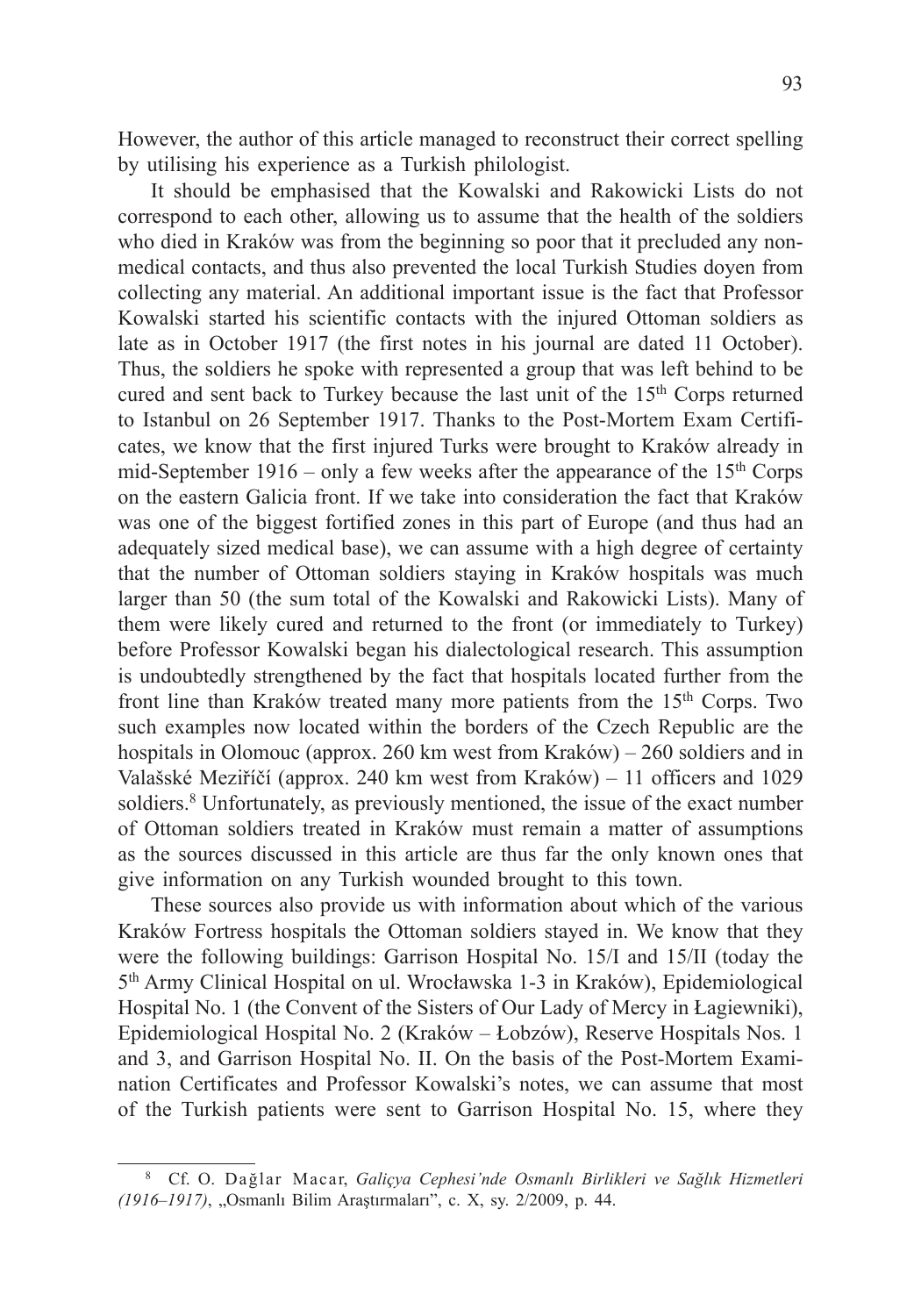However, the author of this article managed to reconstruct their correct spelling by utilising his experience as a Turkish philologist.

It should be emphasised that the Kowalski and Rakowicki Lists do not correspond to each other, allowing us to assume that the health of the soldiers who died in Kraków was from the beginning so poor that it precluded any non-medical contacts, and thus also prevented the local Turkish Studies doyen from collecting any material. An additional important issue is the fact that Professor Kowalski started his scientific contacts with the injured Ottoman soldiers as late as in October 1917 (the first notes in his journal are dated 11 October). Thus, the soldiers he spoke with represented a group that was left behind to be cured and sent back to Turkey because the last unit of the 15th Corps returned to Istanbul on 26 September 1917. Thanks to the Post-Mortem Exam Certificates, we know that the first injured Turks were brought to Kraków already in mid-September 1916 – only a few weeks after the appearance of the 15th Corps on the eastern Galicia front. If we take into consideration the fact that Kraków was one of the biggest fortified zones in this part of Europe (and thus had an adequately sized medical base), we can assume with a high degree of certainty that the number of Ottoman soldiers staying in Kraków hospitals was much larger than 50 (the sum total of the Kowalski and Rakowicki Lists). Many of them were likely cured and returned to the front (or immediately to Turkey) before Professor Kowalski began his dialectological research. This assumption is undoubtedly strengthened by the fact that hospitals located further from the front line than Kraków treated many more patients from the 15th Corps. Two such examples now located within the borders of the Czech Republic are the hospitals in Olomouc (approx. 260 km west from Kraków) – 260 soldiers and in Valašské Meziříčí (approx. 240 km west from Kraków) – 11 officers and 1029 soldiers.[8] Unfortunately, as previously mentioned, the issue of the exact number of Ottoman soldiers treated in Kraków must remain a matter of assumptions as the sources discussed in this article are thus far the only known ones that give information on any Turkish wounded brought to this town.

These sources also provide us with information about which of the various Kraków Fortress hospitals the Ottoman soldiers stayed in. We know that they were the following buildings: Garrison Hospital No. 15/I and 15/II (today the 5th Army Clinical Hospital on ul. Wrocławska 1-3 in Kraków), Epidemiological Hospital No. 1 (the Convent of the Sisters of Our Lady of Mercy in Łagiewniki), Epidemiological Hospital No. 2 (Kraków – Łobzów), Reserve Hospitals Nos. 1 and 3, and Garrison Hospital No. II. On the basis of the Post-Mortem Examination Certificates and Professor Kowalski's notes, we can assume that most of the Turkish patients were sent to Garrison Hospital No. 15, where they

---

[8] Cf. O. Dağlar Macar, *Galiçya Cephesi'nde Osmanlı Birlikleri ve Sağlık Hizmetleri (1916–1917)*, „Osmanlı Bilim Araştırmaları", c. X, sy. 2/2009, p. 44.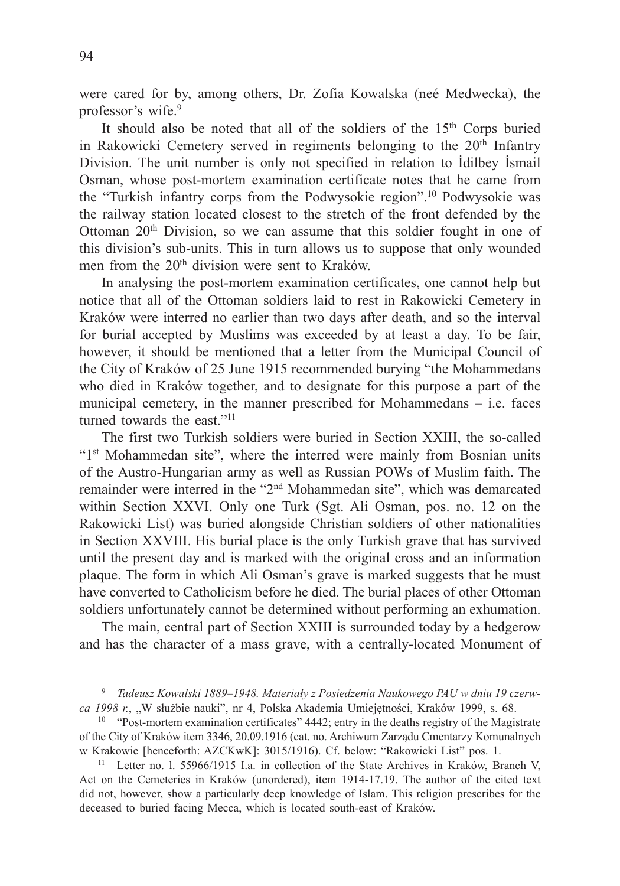were cared for by, among others, Dr. Zofia Kowalska (neé Medwecka), the professor's wife.[9]

It should also be noted that all of the soldiers of the 15th Corps buried in Rakowicki Cemetery served in regiments belonging to the 20th Infantry Division. The unit number is only not specified in relation to İdilbey İsmail Osman, whose post-mortem examination certificate notes that he came from the "Turkish infantry corps from the Podwysokie region".[10] Podwysokie was the railway station located closest to the stretch of the front defended by the Ottoman 20th Division, so we can assume that this soldier fought in one of this division's sub-units. This in turn allows us to suppose that only wounded men from the 20th division were sent to Kraków.

In analysing the post-mortem examination certificates, one cannot help but notice that all of the Ottoman soldiers laid to rest in Rakowicki Cemetery in Kraków were interred no earlier than two days after death, and so the interval for burial accepted by Muslims was exceeded by at least a day. To be fair, however, it should be mentioned that a letter from the Municipal Council of the City of Kraków of 25 June 1915 recommended burying "the Mohammedans who died in Kraków together, and to designate for this purpose a part of the municipal cemetery, in the manner prescribed for Mohammedans – i.e. faces turned towards the east."[11]

The first two Turkish soldiers were buried in Section XXIII, the so-called "1st Mohammedan site", where the interred were mainly from Bosnian units of the Austro-Hungarian army as well as Russian POWs of Muslim faith. The remainder were interred in the "2nd Mohammedan site", which was demarcated within Section XXVI. Only one Turk (Sgt. Ali Osman, pos. no. 12 on the Rakowicki List) was buried alongside Christian soldiers of other nationalities in Section XXVIII. His burial place is the only Turkish grave that has survived until the present day and is marked with the original cross and an information plaque. The form in which Ali Osman's grave is marked suggests that he must have converted to Catholicism before he died. The burial places of other Ottoman soldiers unfortunately cannot be determined without performing an exhumation.

The main, central part of Section XXIII is surrounded today by a hedgerow and has the character of a mass grave, with a centrally-located Monument of

---

[9] *Tadeusz Kowalski 1889–1948. Materiały z Posiedzenia Naukowego PAU w dniu 19 czerwca 1998 r.*, „W służbie nauki", nr 4, Polska Akademia Umiejętności, Kraków 1999, s. 68.

[10] "Post-mortem examination certificates" 4442; entry in the deaths registry of the Magistrate of the City of Kraków item 3346, 20.09.1916 (cat. no. Archiwum Zarządu Cmentarzy Komunalnych w Krakowie [henceforth: AZCKwK]: 3015/1916). Cf. below: "Rakowicki List" pos. 1.

[11] Letter no. l. 55966/1915 I.a. in collection of the State Archives in Kraków, Branch V, Act on the Cemeteries in Kraków (unordered), item 1914-17.19. The author of the cited text did not, however, show a particularly deep knowledge of Islam. This religion prescribes for the deceased to buried facing Mecca, which is located south-east of Kraków.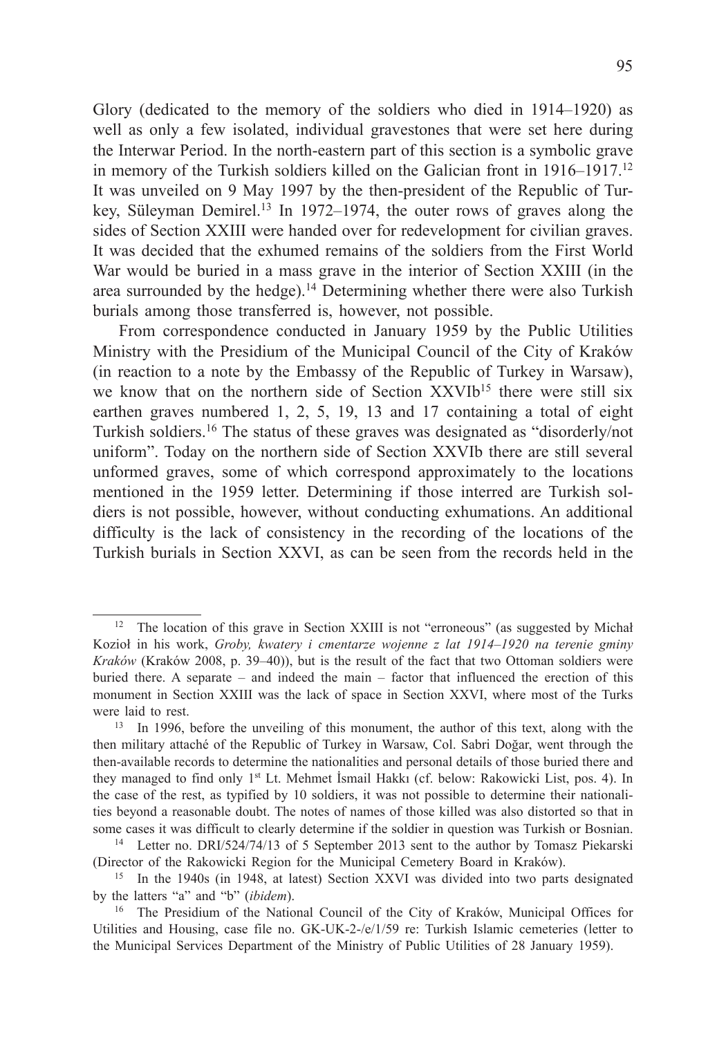Glory (dedicated to the memory of the soldiers who died in 1914–1920) as well as only a few isolated, individual gravestones that were set here during the Interwar Period. In the north-eastern part of this section is a symbolic grave in memory of the Turkish soldiers killed on the Galician front in 1916–1917.[12] It was unveiled on 9 May 1997 by the then-president of the Republic of Turkey, Süleyman Demirel.[13] In 1972–1974, the outer rows of graves along the sides of Section XXIII were handed over for redevelopment for civilian graves. It was decided that the exhumed remains of the soldiers from the First World War would be buried in a mass grave in the interior of Section XXIII (in the area surrounded by the hedge).[14] Determining whether there were also Turkish burials among those transferred is, however, not possible.

From correspondence conducted in January 1959 by the Public Utilities Ministry with the Presidium of the Municipal Council of the City of Kraków (in reaction to a note by the Embassy of the Republic of Turkey in Warsaw), we know that on the northern side of Section XXVIb[15] there were still six earthen graves numbered 1, 2, 5, 19, 13 and 17 containing a total of eight Turkish soldiers.[16] The status of these graves was designated as "disorderly/not uniform". Today on the northern side of Section XXVIb there are still several unformed graves, some of which correspond approximately to the locations mentioned in the 1959 letter. Determining if those interred are Turkish soldiers is not possible, however, without conducting exhumations. An additional difficulty is the lack of consistency in the recording of the locations of the Turkish burials in Section XXVI, as can be seen from the records held in the

---

[12] The location of this grave in Section XXIII is not "erroneous" (as suggested by Michał Kozioł in his work, *Groby, kwatery i cmentarze wojenne z lat 1914–1920 na terenie gminy Kraków* (Kraków 2008, p. 39–40)), but is the result of the fact that two Ottoman soldiers were buried there. A separate – and indeed the main – factor that influenced the erection of this monument in Section XXIII was the lack of space in Section XXVI, where most of the Turks were laid to rest.

[13] In 1996, before the unveiling of this monument, the author of this text, along with the then military attaché of the Republic of Turkey in Warsaw, Col. Sabri Doğar, went through the then-available records to determine the nationalities and personal details of those buried there and they managed to find only 1st Lt. Mehmet İsmail Hakkı (cf. below: Rakowicki List, pos. 4). In the case of the rest, as typified by 10 soldiers, it was not possible to determine their nationalities beyond a reasonable doubt. The notes of names of those killed was also distorted so that in some cases it was difficult to clearly determine if the soldier in question was Turkish or Bosnian.

[14] Letter no. DRI/524/74/13 of 5 September 2013 sent to the author by Tomasz Piekarski (Director of the Rakowicki Region for the Municipal Cemetery Board in Kraków).

[15] In the 1940s (in 1948, at latest) Section XXVI was divided into two parts designated by the latters "a" and "b" (*ibidem*).

[16] The Presidium of the National Council of the City of Kraków, Municipal Offices for Utilities and Housing, case file no. GK-UK-2-/e/1/59 re: Turkish Islamic cemeteries (letter to the Municipal Services Department of the Ministry of Public Utilities of 28 January 1959).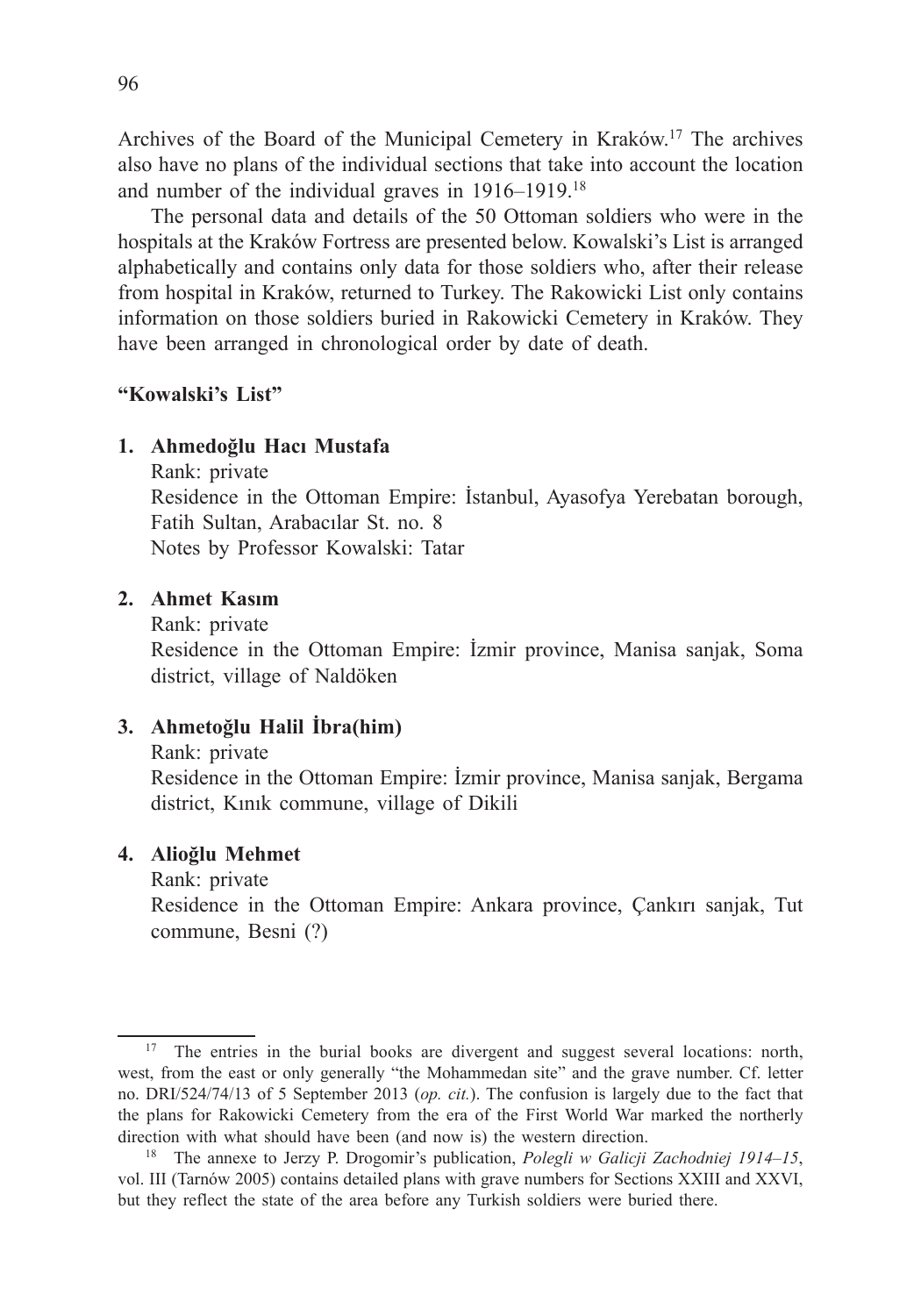Archives of the Board of the Municipal Cemetery in Kraków.[17] The archives also have no plans of the individual sections that take into account the location and number of the individual graves in 1916–1919.[18]

The personal data and details of the 50 Ottoman soldiers who were in the hospitals at the Kraków Fortress are presented below. Kowalski's List is arranged alphabetically and contains only data for those soldiers who, after their release from hospital in Kraków, returned to Turkey. The Rakowicki List only contains information on those soldiers buried in Rakowicki Cemetery in Kraków. They have been arranged in chronological order by date of death.

**"Kowalski's List"**

1. **Ahmedoğlu Hacı Mustafa**
   Rank: private
   Residence in the Ottoman Empire: İstanbul, Ayasofya Yerebatan borough, Fatih Sultan, Arabacılar St. no. 8
   Notes by Professor Kowalski: Tatar

2. **Ahmet Kasım**
   Rank: private
   Residence in the Ottoman Empire: İzmir province, Manisa sanjak, Soma district, village of Naldöken

3. **Ahmetoğlu Halil İbra(him)**
   Rank: private
   Residence in the Ottoman Empire: İzmir province, Manisa sanjak, Bergama district, Kınık commune, village of Dikili

4. **Alioğlu Mehmet**
   Rank: private
   Residence in the Ottoman Empire: Ankara province, Çankırı sanjak, Tut commune, Besni (?)

---

[17] The entries in the burial books are divergent and suggest several locations: north, west, from the east or only generally "the Mohammedan site" and the grave number. Cf. letter no. DRI/524/74/13 of 5 September 2013 (*op. cit.*). The confusion is largely due to the fact that the plans for Rakowicki Cemetery from the era of the First World War marked the northerly direction with what should have been (and now is) the western direction.

[18] The annexe to Jerzy P. Drogomir's publication, *Polegli w Galicji Zachodniej 1914–15*, vol. III (Tarnów 2005) contains detailed plans with grave numbers for Sections XXIII and XXVI, but they reflect the state of the area before any Turkish soldiers were buried there.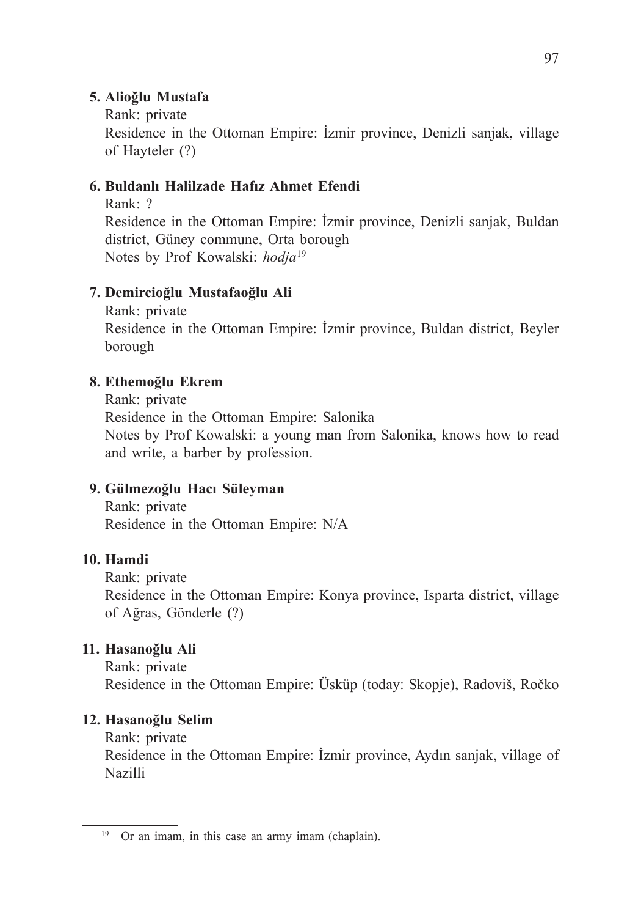**5. Alioğlu Mustafa**

Rank: private

Residence in the Ottoman Empire: İzmir province, Denizli sanjak, village of Hayteler (?)

**6. Buldanlı Halilzade Hafız Ahmet Efendi**

Rank: ?

Residence in the Ottoman Empire: İzmir province, Denizli sanjak, Buldan district, Güney commune, Orta borough

Notes by Prof Kowalski: *hodja*[19]

**7. Demircioğlu Mustafaoğlu Ali**

Rank: private

Residence in the Ottoman Empire: İzmir province, Buldan district, Beyler borough

**8. Ethemoğlu Ekrem**

Rank: private

Residence in the Ottoman Empire: Salonika

Notes by Prof Kowalski: a young man from Salonika, knows how to read and write, a barber by profession.

**9. Gülmezoğlu Hacı Süleyman**

Rank: private

Residence in the Ottoman Empire: N/A

**10. Hamdi**

Rank: private

Residence in the Ottoman Empire: Konya province, Isparta district, village of Ağras, Gönderle (?)

**11. Hasanoğlu Ali**

Rank: private

Residence in the Ottoman Empire: Üsküp (today: Skopje), Radoviš, Ročko

**12. Hasanoğlu Selim**

Rank: private

Residence in the Ottoman Empire: İzmir province, Aydın sanjak, village of Nazilli

---

[19] Or an imam, in this case an army imam (chaplain).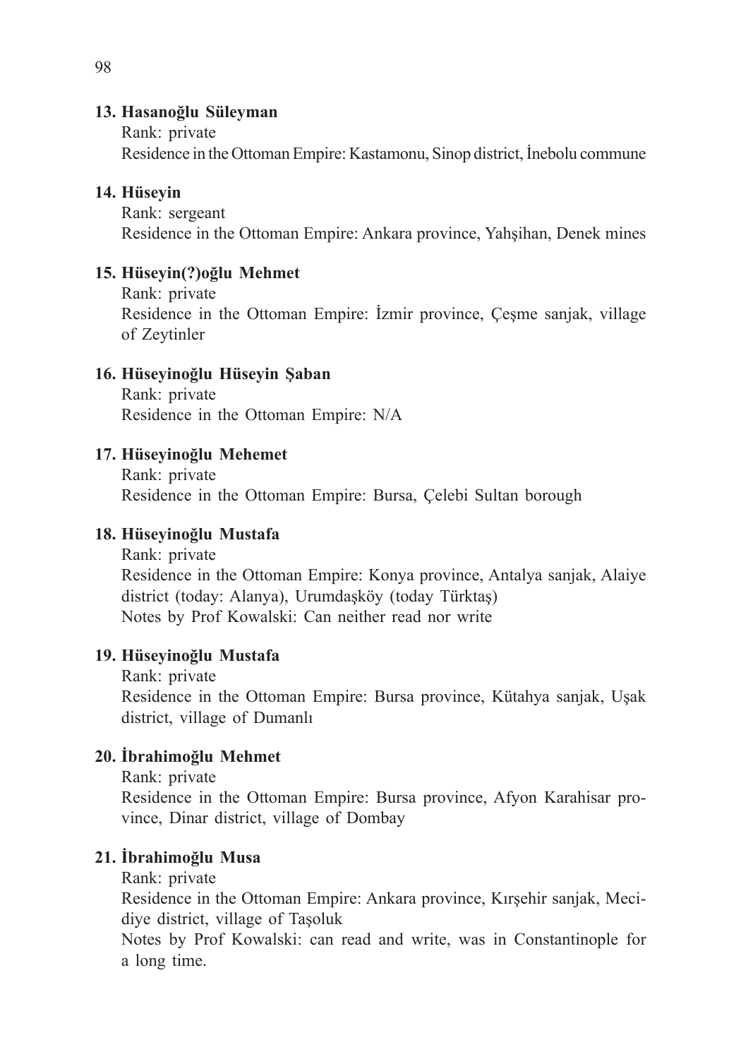**13. Hasanoğlu Süleyman**

Rank: private

Residence in the Ottoman Empire: Kastamonu, Sinop district, İnebolu commune

**14. Hüseyin**

Rank: sergeant

Residence in the Ottoman Empire: Ankara province, Yahşihan, Denek mines

**15. Hüseyin(?)oğlu Mehmet**

Rank: private

Residence in the Ottoman Empire: İzmir province, Çeşme sanjak, village of Zeytinler

**16. Hüseyinoğlu Hüseyin Şaban**

Rank: private

Residence in the Ottoman Empire: N/A

**17. Hüseyinoğlu Mehemet**

Rank: private

Residence in the Ottoman Empire: Bursa, Çelebi Sultan borough

**18. Hüseyinoğlu Mustafa**

Rank: private

Residence in the Ottoman Empire: Konya province, Antalya sanjak, Alaiye district (today: Alanya), Urumdaşköy (today Türktaş)

Notes by Prof Kowalski: Can neither read nor write

**19. Hüseyinoğlu Mustafa**

Rank: private

Residence in the Ottoman Empire: Bursa province, Kütahya sanjak, Uşak district, village of Dumanlı

**20. İbrahimoğlu Mehmet**

Rank: private

Residence in the Ottoman Empire: Bursa province, Afyon Karahisar province, Dinar district, village of Dombay

**21. İbrahimoğlu Musa**

Rank: private

Residence in the Ottoman Empire: Ankara province, Kırşehir sanjak, Mecidiye district, village of Taşoluk

Notes by Prof Kowalski: can read and write, was in Constantinople for a long time.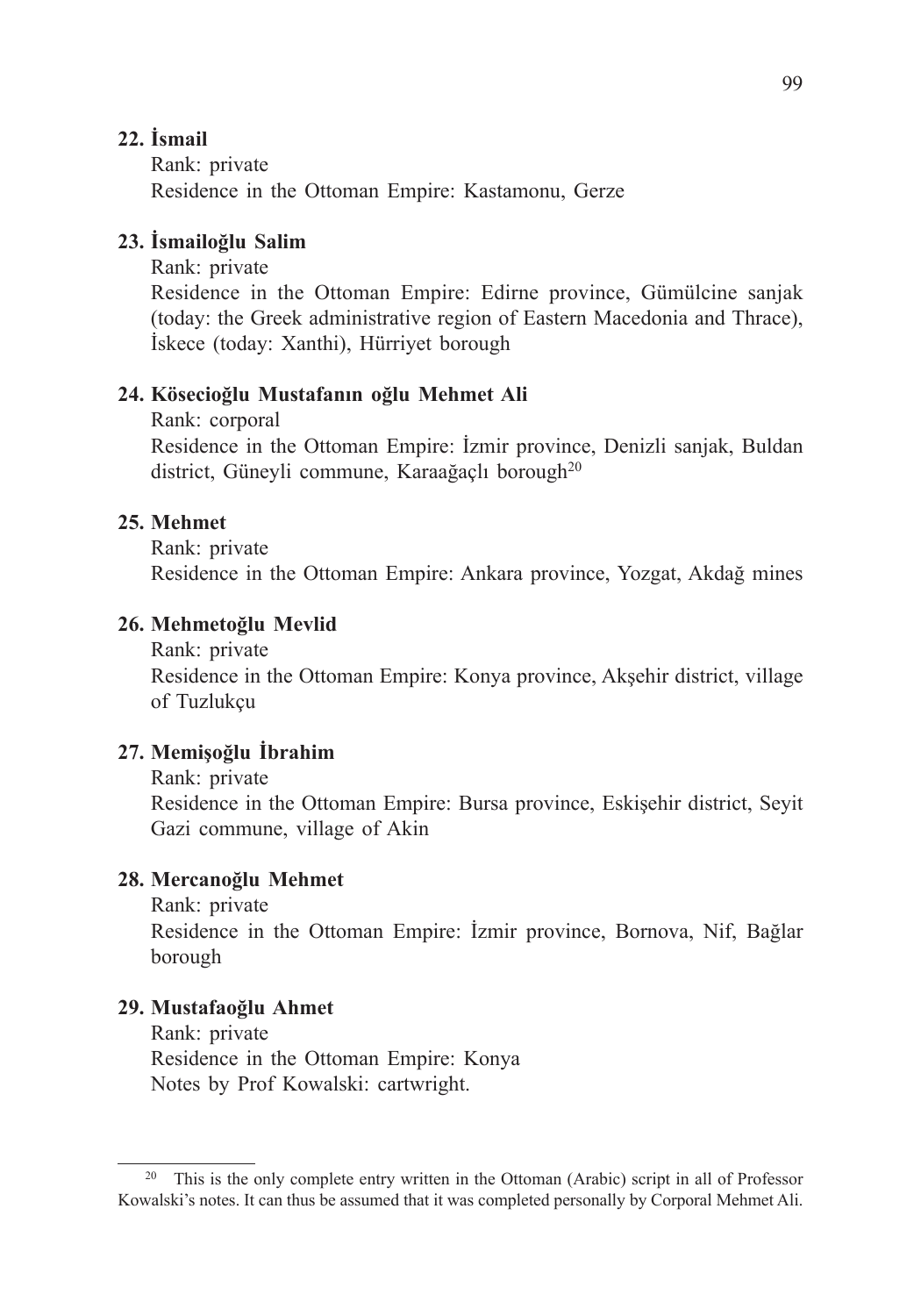**22. İsmail**

Rank: private

Residence in the Ottoman Empire: Kastamonu, Gerze

**23. İsmailoğlu Salim**

Rank: private

Residence in the Ottoman Empire: Edirne province, Gümülcine sanjak (today: the Greek administrative region of Eastern Macedonia and Thrace), İskece (today: Xanthi), Hürriyet borough

**24. Kösecioğlu Mustafanın oğlu Mehmet Ali**

Rank: corporal

Residence in the Ottoman Empire: İzmir province, Denizli sanjak, Buldan district, Güneyli commune, Karaağaçlı borough[20]

**25. Mehmet**

Rank: private

Residence in the Ottoman Empire: Ankara province, Yozgat, Akdağ mines

**26. Mehmetoğlu Mevlid**

Rank: private

Residence in the Ottoman Empire: Konya province, Akşehir district, village of Tuzlukçu

**27. Memişoğlu İbrahim**

Rank: private

Residence in the Ottoman Empire: Bursa province, Eskişehir district, Seyit Gazi commune, village of Akin

**28. Mercanoğlu Mehmet**

Rank: private

Residence in the Ottoman Empire: İzmir province, Bornova, Nif, Bağlar borough

**29. Mustafaoğlu Ahmet**

Rank: private

Residence in the Ottoman Empire: Konya

Notes by Prof Kowalski: cartwright.

---

[20] This is the only complete entry written in the Ottoman (Arabic) script in all of Professor Kowalski's notes. It can thus be assumed that it was completed personally by Corporal Mehmet Ali.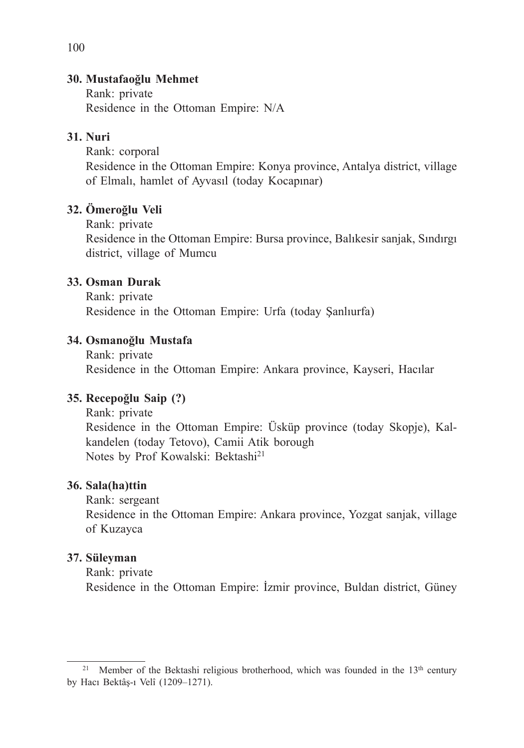**30. Mustafaoğlu Mehmet**

Rank: private
Residence in the Ottoman Empire: N/A

**31. Nuri**

Rank: corporal
Residence in the Ottoman Empire: Konya province, Antalya district, village of Elmalı, hamlet of Ayvasıl (today Kocapınar)

**32. Ömeroğlu Veli**

Rank: private
Residence in the Ottoman Empire: Bursa province, Balıkesir sanjak, Sındırgı district, village of Mumcu

**33. Osman Durak**

Rank: private
Residence in the Ottoman Empire: Urfa (today Şanlıurfa)

**34. Osmanoğlu Mustafa**

Rank: private
Residence in the Ottoman Empire: Ankara province, Kayseri, Hacılar

**35. Recepoğlu Saip (?)**

Rank: private
Residence in the Ottoman Empire: Üsküp province (today Skopje), Kalkandelen (today Tetovo), Camii Atik borough
Notes by Prof Kowalski: Bektashi[21]

**36. Sala(ha)ttin**

Rank: sergeant
Residence in the Ottoman Empire: Ankara province, Yozgat sanjak, village of Kuzayca

**37. Süleyman**

Rank: private
Residence in the Ottoman Empire: İzmir province, Buldan district, Güney

[21] Member of the Bektashi religious brotherhood, which was founded in the 13th century by Hacı Bektâş-ı Velî (1209–1271).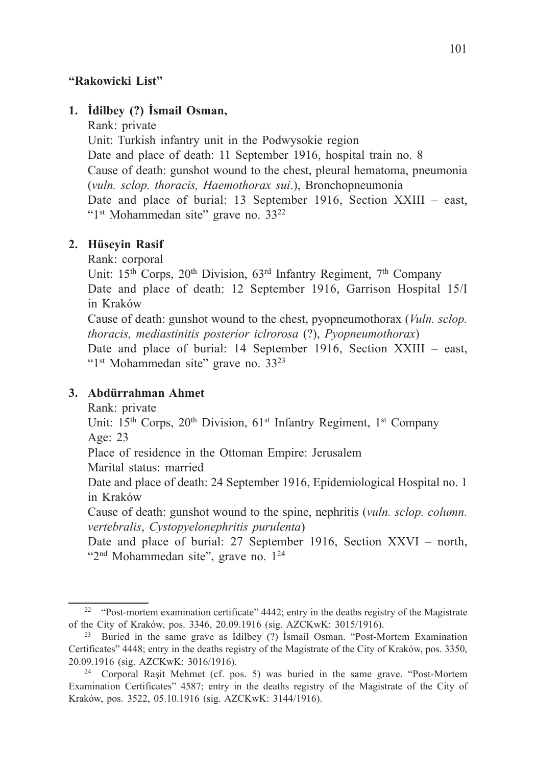**"Rakowicki List"**

1. **İdilbey (?) İsmail Osman,**
   Rank: private
   Unit: Turkish infantry unit in the Podwysokie region
   Date and place of death: 11 September 1916, hospital train no. 8
   Cause of death: gunshot wound to the chest, pleural hematoma, pneumonia (*vuln. sclop. thoracis, Haemothorax sui*.), Bronchopneumonia
   Date and place of burial: 13 September 1916, Section XXIII – east, "1st Mohammedan site" grave no. 33[22]

2. **Hüseyin Rasif**
   Rank: corporal
   Unit: 15th Corps, 20th Division, 63rd Infantry Regiment, 7th Company
   Date and place of death: 12 September 1916, Garrison Hospital 15/I in Kraków
   Cause of death: gunshot wound to the chest, pyopneumothorax (*Vuln. sclop. thoracis, mediastinitis posterior iclrorosa* (?), *Pyopneumothorax*)
   Date and place of burial: 14 September 1916, Section XXIII – east, "1st Mohammedan site" grave no. 33[23]

3. **Abdürrahman Ahmet**
   Rank: private
   Unit: 15th Corps, 20th Division, 61st Infantry Regiment, 1st Company
   Age: 23
   Place of residence in the Ottoman Empire: Jerusalem
   Marital status: married
   Date and place of death: 24 September 1916, Epidemiological Hospital no. 1 in Kraków
   Cause of death: gunshot wound to the spine, nephritis (*vuln. sclop. column. vertebralis*, *Cystopyelonephritis purulenta*)
   Date and place of burial: 27 September 1916, Section XXVI – north, "2nd Mohammedan site", grave no. 1[24]

---

[22] "Post-mortem examination certificate" 4442; entry in the deaths registry of the Magistrate of the City of Kraków, pos. 3346, 20.09.1916 (sig. AZCKwK: 3015/1916).

[23] Buried in the same grave as İdilbey (?) İsmail Osman. "Post-Mortem Examination Certificates" 4448; entry in the deaths registry of the Magistrate of the City of Kraków, pos. 3350, 20.09.1916 (sig. AZCKwK: 3016/1916).

[24] Corporal Raşit Mehmet (cf. pos. 5) was buried in the same grave. "Post-Mortem Examination Certificates" 4587; entry in the deaths registry of the Magistrate of the City of Kraków, pos. 3522, 05.10.1916 (sig. AZCKwK: 3144/1916).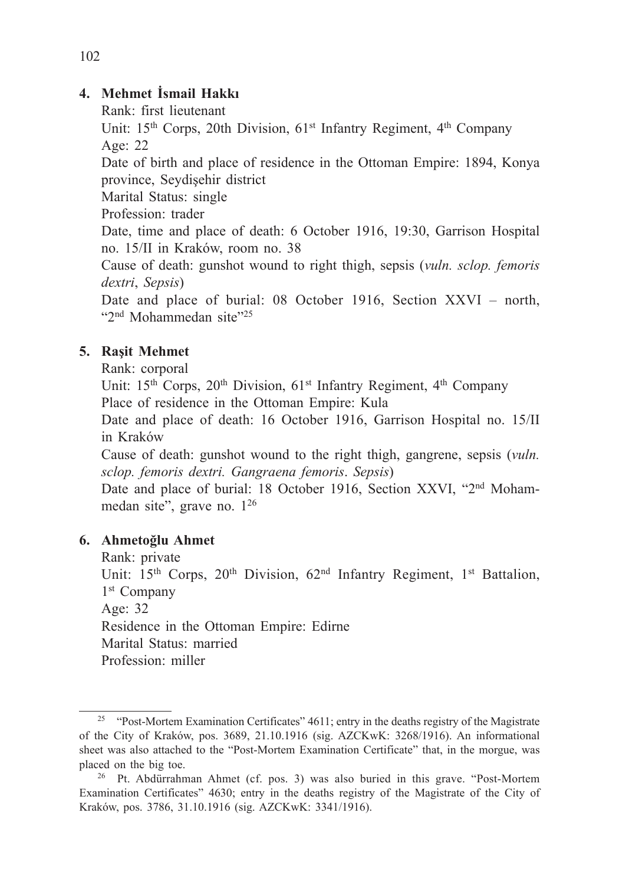**4. Mehmet İsmail Hakkı**

Rank: first lieutenant
Unit: 15th Corps, 20th Division, 61st Infantry Regiment, 4th Company
Age: 22
Date of birth and place of residence in the Ottoman Empire: 1894, Konya province, Seydişehir district
Marital Status: single
Profession: trader
Date, time and place of death: 6 October 1916, 19:30, Garrison Hospital no. 15/II in Kraków, room no. 38
Cause of death: gunshot wound to right thigh, sepsis (*vuln. sclop. femoris dextri*, *Sepsis*)
Date and place of burial: 08 October 1916, Section XXVI – north, "2nd Mohammedan site"[25]

**5. Raşit Mehmet**

Rank: corporal
Unit: 15th Corps, 20th Division, 61st Infantry Regiment, 4th Company
Place of residence in the Ottoman Empire: Kula
Date and place of death: 16 October 1916, Garrison Hospital no. 15/II in Kraków
Cause of death: gunshot wound to the right thigh, gangrene, sepsis (*vuln. sclop. femoris dextri. Gangraena femoris*. *Sepsis*)
Date and place of burial: 18 October 1916, Section XXVI, "2nd Mohammedan site", grave no. 1[26]

**6. Ahmetoğlu Ahmet**

Rank: private
Unit: 15th Corps, 20th Division, 62nd Infantry Regiment, 1st Battalion, 1st Company
Age: 32
Residence in the Ottoman Empire: Edirne
Marital Status: married
Profession: miller

---

[25] "Post-Mortem Examination Certificates" 4611; entry in the deaths registry of the Magistrate of the City of Kraków, pos. 3689, 21.10.1916 (sig. AZCKwK: 3268/1916). An informational sheet was also attached to the "Post-Mortem Examination Certificate" that, in the morgue, was placed on the big toe.

[26] Pt. Abdürrahman Ahmet (cf. pos. 3) was also buried in this grave. "Post-Mortem Examination Certificates" 4630; entry in the deaths registry of the Magistrate of the City of Kraków, pos. 3786, 31.10.1916 (sig. AZCKwK: 3341/1916).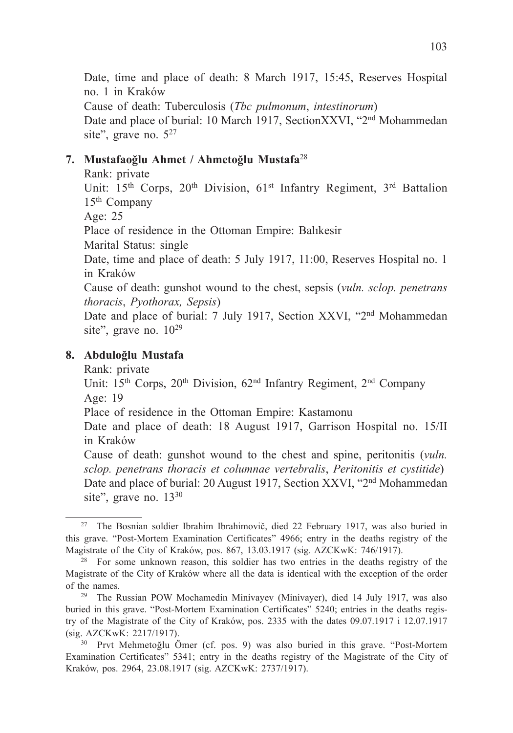Date, time and place of death: 8 March 1917, 15:45, Reserves Hospital no. 1 in Kraków
Cause of death: Tuberculosis (*Tbc pulmonum*, *intestinorum*)
Date and place of burial: 10 March 1917, SectionXXVI, "2nd Mohammedan site", grave no. 5[27]

**7. Mustafaoğlu Ahmet / Ahmetoğlu Mustafa**[28]

Rank: private
Unit: 15th Corps, 20th Division, 61st Infantry Regiment, 3rd Battalion 15th Company
Age: 25
Place of residence in the Ottoman Empire: Balıkesir
Marital Status: single
Date, time and place of death: 5 July 1917, 11:00, Reserves Hospital no. 1 in Kraków
Cause of death: gunshot wound to the chest, sepsis (*vuln. sclop. penetrans thoracis*, *Pyothorax, Sepsis*)
Date and place of burial: 7 July 1917, Section XXVI, "2nd Mohammedan site", grave no. 10[29]

**8. Abduloğlu Mustafa**

Rank: private
Unit: 15th Corps, 20th Division, 62nd Infantry Regiment, 2nd Company
Age: 19
Place of residence in the Ottoman Empire: Kastamonu
Date and place of death: 18 August 1917, Garrison Hospital no. 15/II in Kraków
Cause of death: gunshot wound to the chest and spine, peritonitis (*vuln. sclop. penetrans thoracis et columnae vertebralis*, *Peritonitis et cystitide*)
Date and place of burial: 20 August 1917, Section XXVI, "2nd Mohammedan site", grave no. 13[30]

---

[27] The Bosnian soldier Ibrahim Ibrahimovič, died 22 February 1917, was also buried in this grave. "Post-Mortem Examination Certificates" 4966; entry in the deaths registry of the Magistrate of the City of Kraków, pos. 867, 13.03.1917 (sig. AZCKwK: 746/1917).

[28] For some unknown reason, this soldier has two entries in the deaths registry of the Magistrate of the City of Kraków where all the data is identical with the exception of the order of the names.

[29] The Russian POW Mochamedin Minivayev (Minivayer), died 14 July 1917, was also buried in this grave. "Post-Mortem Examination Certificates" 5240; entries in the deaths registry of the Magistrate of the City of Kraków, pos. 2335 with the dates 09.07.1917 i 12.07.1917 (sig. AZCKwK: 2217/1917).

[30] Prvt Mehmetoğlu Ömer (cf. pos. 9) was also buried in this grave. "Post-Mortem Examination Certificates" 5341; entry in the deaths registry of the Magistrate of the City of Kraków, pos. 2964, 23.08.1917 (sig. AZCKwK: 2737/1917).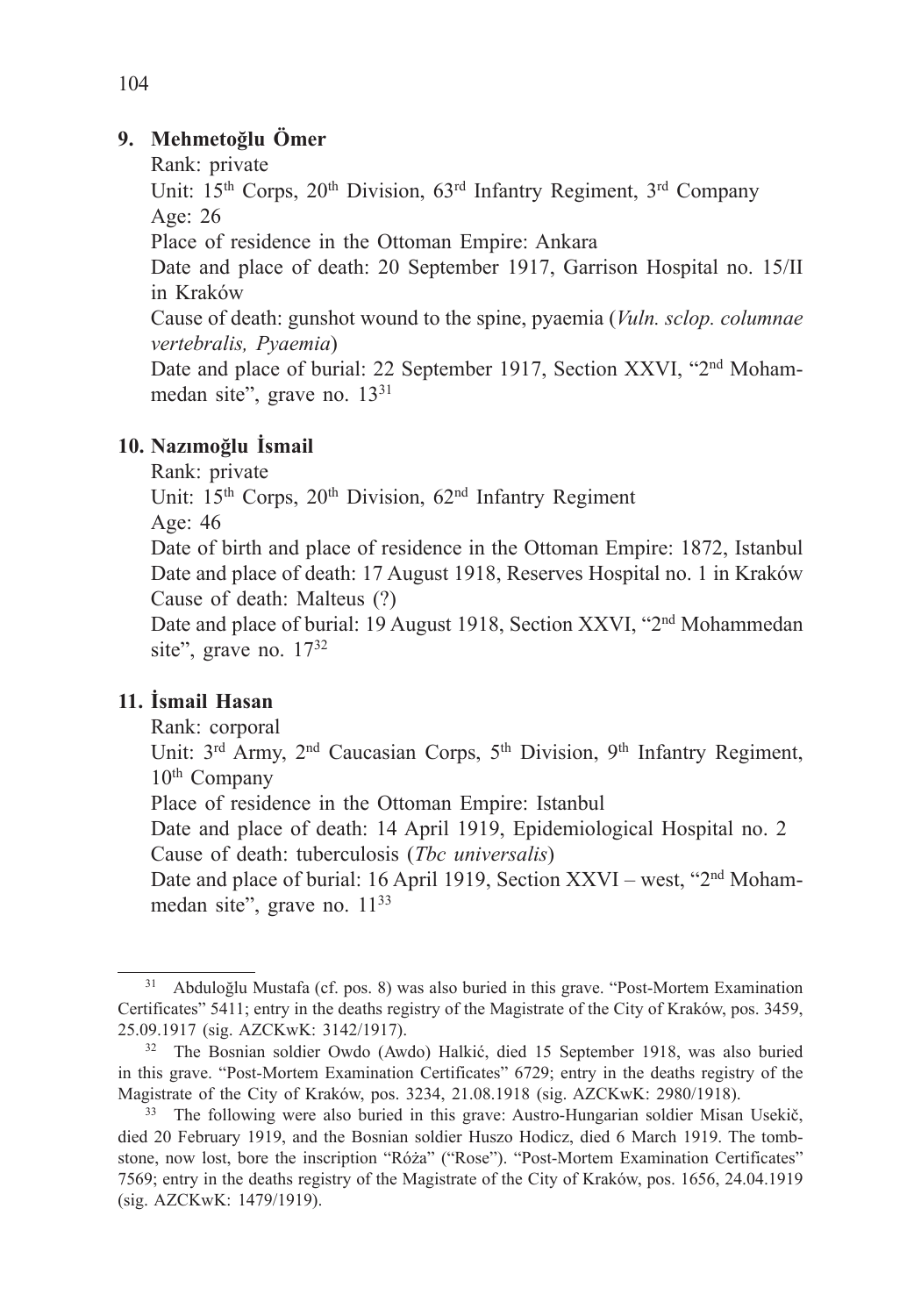**9. Mehmetoğlu Ömer**

Rank: private

Unit: 15th Corps, 20th Division, 63rd Infantry Regiment, 3rd Company

Age: 26

Place of residence in the Ottoman Empire: Ankara

Date and place of death: 20 September 1917, Garrison Hospital no. 15/II in Kraków

Cause of death: gunshot wound to the spine, pyaemia (*Vuln. sclop. columnae vertebralis, Pyaemia*)

Date and place of burial: 22 September 1917, Section XXVI, "2nd Mohammedan site", grave no. 13[31]

**10. Nazımoğlu İsmail**

Rank: private

Unit: 15th Corps, 20th Division, 62nd Infantry Regiment

Age: 46

Date of birth and place of residence in the Ottoman Empire: 1872, Istanbul

Date and place of death: 17 August 1918, Reserves Hospital no. 1 in Kraków

Cause of death: Malteus (?)

Date and place of burial: 19 August 1918, Section XXVI, "2nd Mohammedan site", grave no. 17[32]

**11. İsmail Hasan**

Rank: corporal

Unit: 3rd Army, 2nd Caucasian Corps, 5th Division, 9th Infantry Regiment, 10th Company

Place of residence in the Ottoman Empire: Istanbul

Date and place of death: 14 April 1919, Epidemiological Hospital no. 2

Cause of death: tuberculosis (*Tbc universalis*)

Date and place of burial: 16 April 1919, Section XXVI – west, "2nd Mohammedan site", grave no. 11[33]

---

[31] Abduloğlu Mustafa (cf. pos. 8) was also buried in this grave. "Post-Mortem Examination Certificates" 5411; entry in the deaths registry of the Magistrate of the City of Kraków, pos. 3459, 25.09.1917 (sig. AZCKwK: 3142/1917).

[32] The Bosnian soldier Owdo (Awdo) Halkić, died 15 September 1918, was also buried in this grave. "Post-Mortem Examination Certificates" 6729; entry in the deaths registry of the Magistrate of the City of Kraków, pos. 3234, 21.08.1918 (sig. AZCKwK: 2980/1918).

[33] The following were also buried in this grave: Austro-Hungarian soldier Misan Usekič, died 20 February 1919, and the Bosnian soldier Huszo Hodicz, died 6 March 1919. The tombstone, now lost, bore the inscription "Róża" ("Rose"). "Post-Mortem Examination Certificates" 7569; entry in the deaths registry of the Magistrate of the City of Kraków, pos. 1656, 24.04.1919 (sig. AZCKwK: 1479/1919).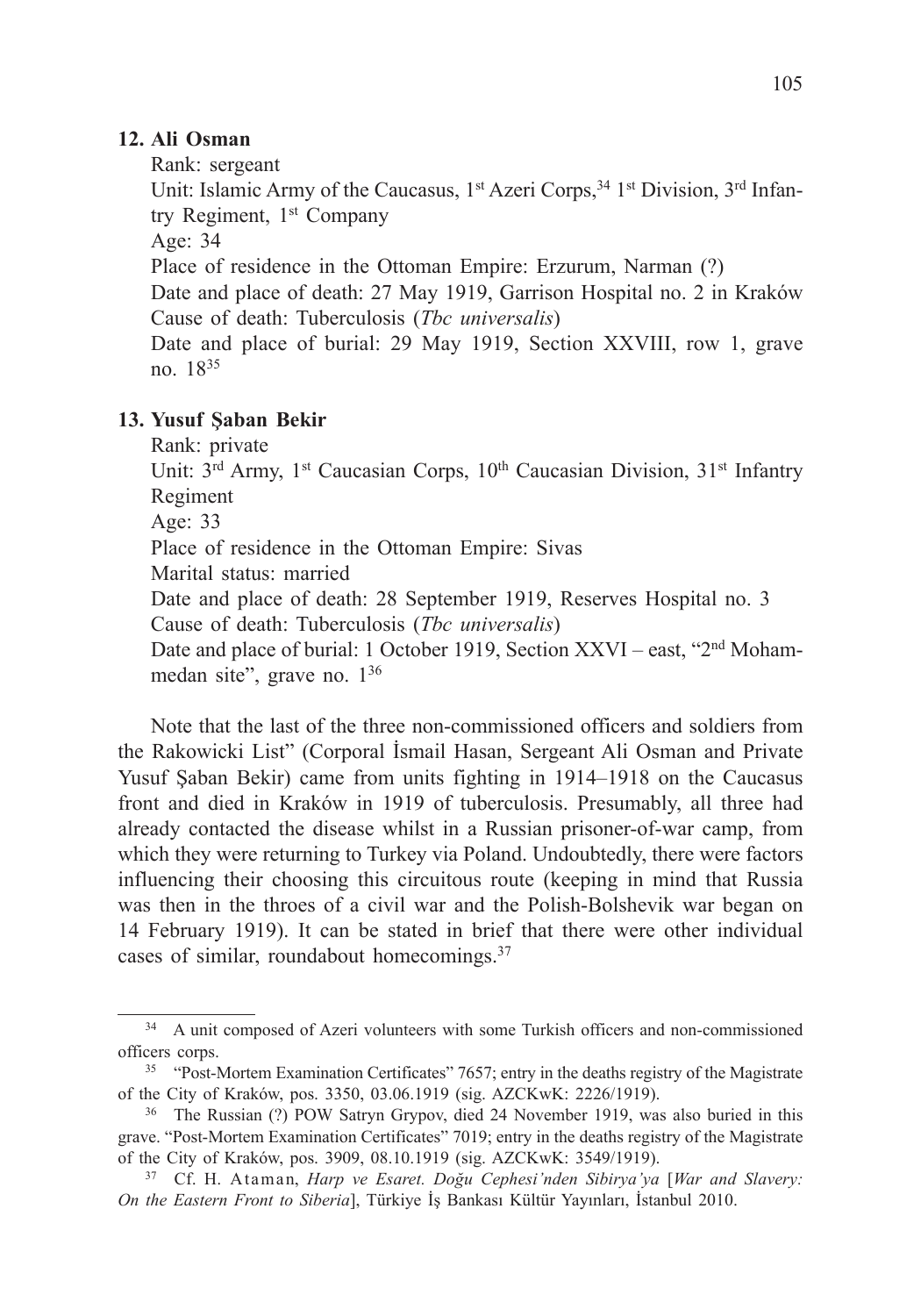**12. Ali Osman**

Rank: sergeant  
Unit: Islamic Army of the Caucasus, 1st Azeri Corps,[34] 1st Division, 3rd Infantry Regiment, 1st Company  
Age: 34  
Place of residence in the Ottoman Empire: Erzurum, Narman (?)  
Date and place of death: 27 May 1919, Garrison Hospital no. 2 in Kraków  
Cause of death: Tuberculosis (*Tbc universalis*)  
Date and place of burial: 29 May 1919, Section XXVIII, row 1, grave no. 18[35]

**13. Yusuf Şaban Bekir**

Rank: private  
Unit: 3rd Army, 1st Caucasian Corps, 10th Caucasian Division, 31st Infantry Regiment  
Age: 33  
Place of residence in the Ottoman Empire: Sivas  
Marital status: married  
Date and place of death: 28 September 1919, Reserves Hospital no. 3  
Cause of death: Tuberculosis (*Tbc universalis*)  
Date and place of burial: 1 October 1919, Section XXVI – east, "2nd Mohammedan site", grave no. 1[36]

Note that the last of the three non-commissioned officers and soldiers from the Rakowicki List" (Corporal İsmail Hasan, Sergeant Ali Osman and Private Yusuf Şaban Bekir) came from units fighting in 1914–1918 on the Caucasus front and died in Kraków in 1919 of tuberculosis. Presumably, all three had already contacted the disease whilst in a Russian prisoner-of-war camp, from which they were returning to Turkey via Poland. Undoubtedly, there were factors influencing their choosing this circuitous route (keeping in mind that Russia was then in the throes of a civil war and the Polish-Bolshevik war began on 14 February 1919). It can be stated in brief that there were other individual cases of similar, roundabout homecomings.[37]

---

[34] A unit composed of Azeri volunteers with some Turkish officers and non-commissioned officers corps.

[35] "Post-Mortem Examination Certificates" 7657; entry in the deaths registry of the Magistrate of the City of Kraków, pos. 3350, 03.06.1919 (sig. AZCKwK: 2226/1919).

[36] The Russian (?) POW Satryn Grypov, died 24 November 1919, was also buried in this grave. "Post-Mortem Examination Certificates" 7019; entry in the deaths registry of the Magistrate of the City of Kraków, pos. 3909, 08.10.1919 (sig. AZCKwK: 3549/1919).

[37] Cf. H. Ataman, *Harp ve Esaret. Doğu Cephesi'nden Sibirya'ya* [*War and Slavery: On the Eastern Front to Siberia*], Türkiye İş Bankası Kültür Yayınları, İstanbul 2010.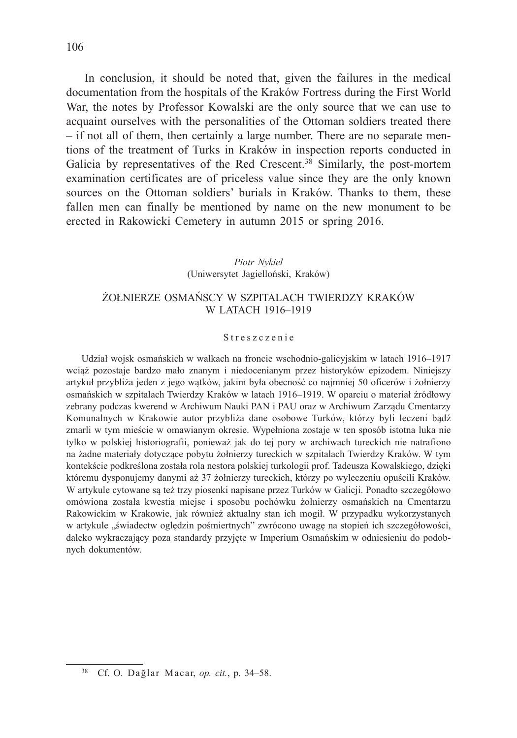In conclusion, it should be noted that, given the failures in the medical documentation from the hospitals of the Kraków Fortress during the First World War, the notes by Professor Kowalski are the only source that we can use to acquaint ourselves with the personalities of the Ottoman soldiers treated there – if not all of them, then certainly a large number. There are no separate mentions of the treatment of Turks in Kraków in inspection reports conducted in Galicia by representatives of the Red Crescent.[38] Similarly, the post-mortem examination certificates are of priceless value since they are the only known sources on the Ottoman soldiers' burials in Kraków. Thanks to them, these fallen men can finally be mentioned by name on the new monument to be erected in Rakowicki Cemetery in autumn 2015 or spring 2016.

*Piotr Nykiel*
(Uniwersytet Jagielloński, Kraków)

## ŻOŁNIERZE OSMAŃSCY W SZPITALACH TWIERDZY KRAKÓW W LATACH 1916–1919

### Streszczenie

Udział wojsk osmańskich w walkach na froncie wschodnio-galicyjskim w latach 1916–1917 wciąż pozostaje bardzo mało znanym i niedocenianym przez historyków epizodem. Niniejszy artykuł przybliża jeden z jego wątków, jakim była obecność co najmniej 50 oficerów i żołnierzy osmańskich w szpitalach Twierdzy Kraków w latach 1916–1919. W oparciu o materiał źródłowy zebrany podczas kwerend w Archiwum Nauki PAN i PAU oraz w Archiwum Zarządu Cmentarzy Komunalnych w Krakowie autor przybliża dane osobowe Turków, którzy byli leczeni bądź zmarli w tym mieście w omawianym okresie. Wypełniona zostaje w ten sposób istotna luka nie tylko w polskiej historiografii, ponieważ jak do tej pory w archiwach tureckich nie natrafiono na żadne materiały dotyczące pobytu żołnierzy tureckich w szpitalach Twierdzy Kraków. W tym kontekście podkreślona została rola nestora polskiej turkologii prof. Tadeusza Kowalskiego, dzięki któremu dysponujemy danymi aż 37 żołnierzy tureckich, którzy po wyleczeniu opuścili Kraków. W artykule cytowane są też trzy piosenki napisane przez Turków w Galicji. Ponadto szczegółowo omówiona została kwestia miejsc i sposobu pochówku żołnierzy osmańskich na Cmentarzu Rakowickim w Krakowie, jak również aktualny stan ich mogił. W przypadku wykorzystanych w artykule „świadectw oględzin pośmiertnych" zwrócono uwagę na stopień ich szczegółowości, daleko wykraczający poza standardy przyjęte w Imperium Osmańskim w odniesieniu do podobnych dokumentów.

---

[38] Cf. O. Dağlar Macar, *op. cit.*, p. 34–58.